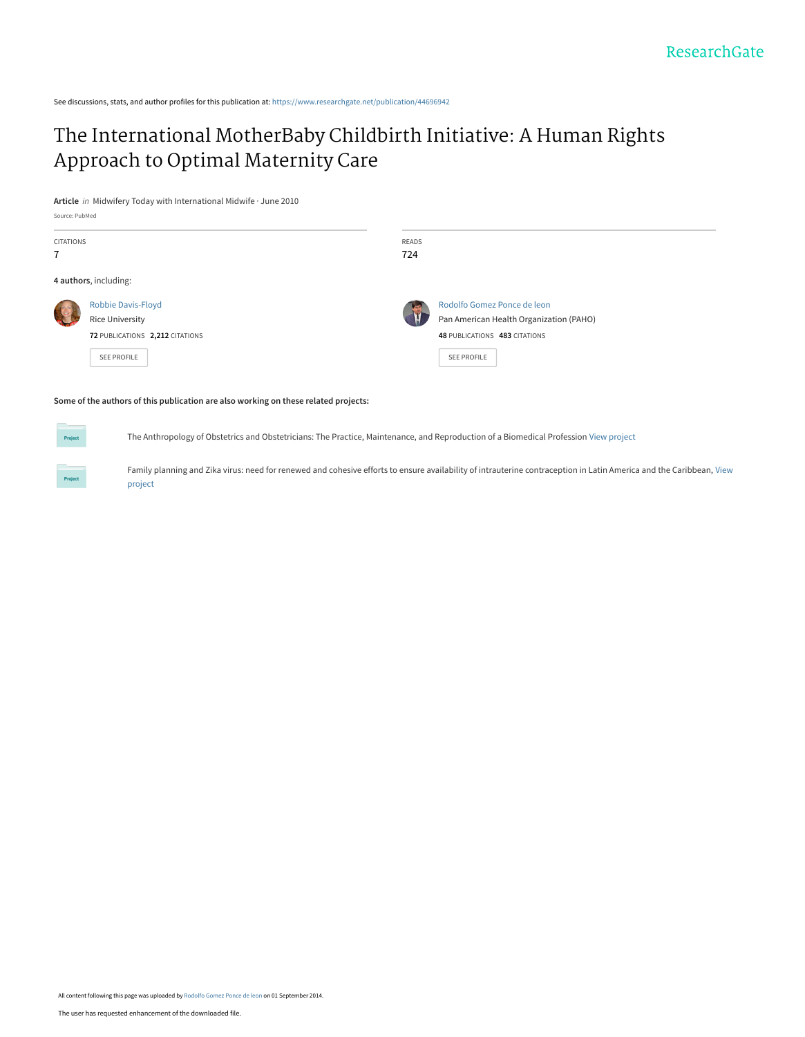ResearchGate

See discussions, stats, and author profiles for this publication at: https://www.researchgate.net/publication/44696942

# The International MotherBaby Childbirth Initiative: A Human Rights Approach to Optimal Maternity Care

**Article** *in* Midwifery Today with International Midwife · June 2010

Source: PubMed

CITATIONS
7

READS
724

**4 authors**, including:

Robbie Davis-Floyd
Rice University
**72** PUBLICATIONS **2,212** CITATIONS
SEE PROFILE

Rodolfo Gomez Ponce de leon
Pan American Health Organization (PAHO)
**48** PUBLICATIONS **483** CITATIONS
SEE PROFILE

**Some of the authors of this publication are also working on these related projects:**

Project: The Anthropology of Obstetrics and Obstetricians: The Practice, Maintenance, and Reproduction of a Biomedical Profession View project

Project: Family planning and Zika virus: need for renewed and cohesive efforts to ensure availability of intrauterine contraception in Latin America and the Caribbean, View project

All content following this page was uploaded by Rodolfo Gomez Ponce de leon on 01 September 2014.

The user has requested enhancement of the downloaded file.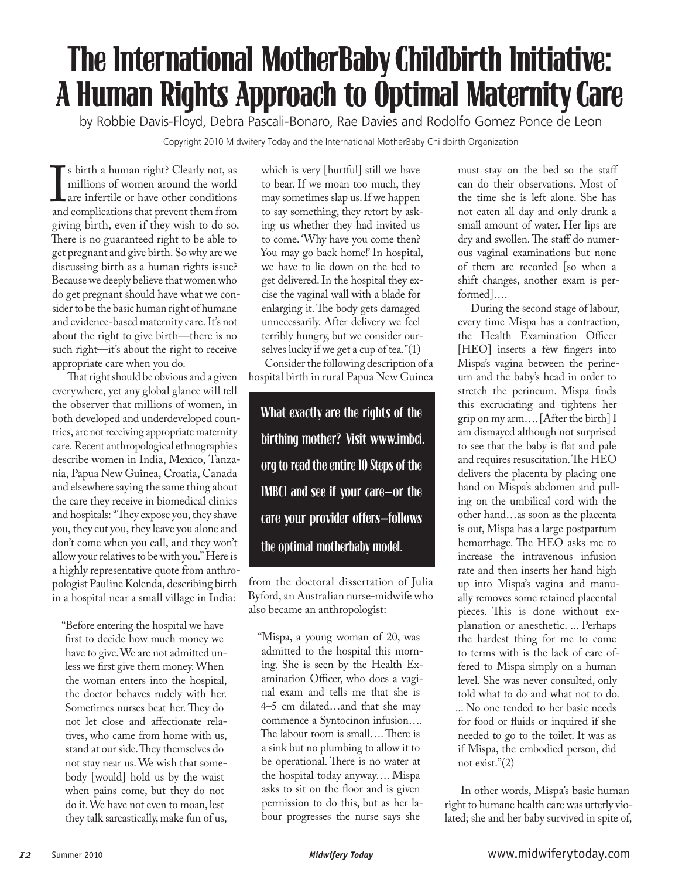# The International MotherBaby Childbirth Initiative: A Human Rights Approach to Optimal Maternity Care

by Robbie Davis-Floyd, Debra Pascali-Bonaro, Rae Davies and Rodolfo Gomez Ponce de Leon

Copyright 2010 Midwifery Today and the International MotherBaby Childbirth Organization

Is birth a human right? Clearly not, as millions of women around the world are infertile or have other conditions and complications that prevent them from giving birth, even if they wish to do so. There is no guaranteed right to be able to get pregnant and give birth. So why are we discussing birth as a human rights issue? Because we deeply believe that women who do get pregnant should have what we consider to be the basic human right of humane and evidence-based maternity care. It's not about the right to give birth—there is no such right—it's about the right to receive appropriate care when you do.

That right should be obvious and a given everywhere, yet any global glance will tell the observer that millions of women, in both developed and underdeveloped countries, are not receiving appropriate maternity care. Recent anthropological ethnographies describe women in India, Mexico, Tanzania, Papua New Guinea, Croatia, Canada and elsewhere saying the same thing about the care they receive in biomedical clinics and hospitals: "They expose you, they shave you, they cut you, they leave you alone and don't come when you call, and they won't allow your relatives to be with you." Here is a highly representative quote from anthropologist Pauline Kolenda, describing birth in a hospital near a small village in India:

> "Before entering the hospital we have first to decide how much money we have to give. We are not admitted unless we first give them money. When the woman enters into the hospital, the doctor behaves rudely with her. Sometimes nurses beat her. They do not let close and affectionate relatives, who came from home with us, stand at our side. They themselves do not stay near us. We wish that somebody [would] hold us by the waist when pains come, but they do not do it. We have not even to moan, lest they talk sarcastically, make fun of us, which is very [hurtful] still we have to bear. If we moan too much, they may sometimes slap us. If we happen to say something, they retort by asking us whether they had invited us to come. 'Why have you come then? You may go back home!' In hospital, we have to lie down on the bed to get delivered. In the hospital they excise the vaginal wall with a blade for enlarging it. The body gets damaged unnecessarily. After delivery we feel terribly hungry, but we consider ourselves lucky if we get a cup of tea."(1)

Consider the following description of a hospital birth in rural Papua New Guinea from the doctoral dissertation of Julia Byford, an Australian nurse-midwife who also became an anthropologist:

**What exactly are the rights of the birthing mother? Visit www.imbci.org to read the entire 10 Steps of the IMBCI and see if your care—or the care your provider offers—follows the optimal motherbaby model.**

> "Mispa, a young woman of 20, was admitted to the hospital this morning. She is seen by the Health Examination Officer, who does a vaginal exam and tells me that she is 4–5 cm dilated…and that she may commence a Syntocinon infusion…. The labour room is small…. There is a sink but no plumbing to allow it to be operational. There is no water at the hospital today anyway…. Mispa asks to sit on the floor and is given permission to do this, but as her labour progresses the nurse says she must stay on the bed so the staff can do their observations. Most of the time she is left alone. She has not eaten all day and only drunk a small amount of water. Her lips are dry and swollen. The staff do numerous vaginal examinations but none of them are recorded [so when a shift changes, another exam is performed]….
>
> During the second stage of labour, every time Mispa has a contraction, the Health Examination Officer [HEO] inserts a few fingers into Mispa's vagina between the perineum and the baby's head in order to stretch the perineum. Mispa finds this excruciating and tightens her grip on my arm…. [After the birth] I am dismayed although not surprised to see that the baby is flat and pale and requires resuscitation. The HEO delivers the placenta by placing one hand on Mispa's abdomen and pulling on the umbilical cord with the other hand…as soon as the placenta is out, Mispa has a large postpartum hemorrhage. The HEO asks me to increase the intravenous infusion rate and then inserts her hand high up into Mispa's vagina and manually removes some retained placental pieces. This is done without explanation or anesthetic. ... Perhaps the hardest thing for me to come to terms with is the lack of care offered to Mispa simply on a human level. She was never consulted, only told what to do and what not to do. ... No one tended to her basic needs for food or fluids or inquired if she needed to go to the toilet. It was as if Mispa, the embodied person, did not exist."(2)

In other words, Mispa's basic human right to humane health care was utterly violated; she and her baby survived in spite of,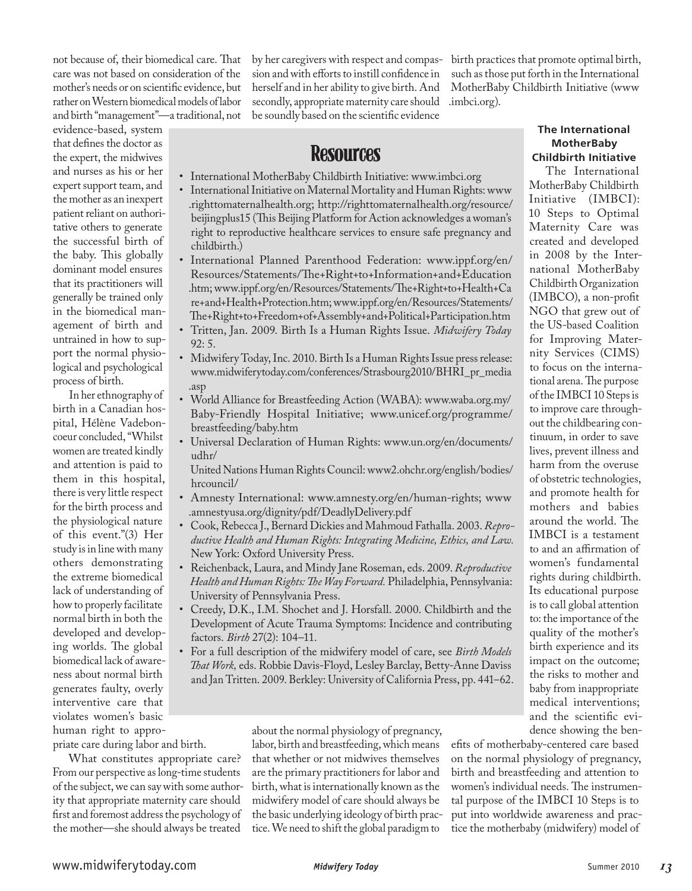not because of, their biomedical care. That care was not based on consideration of the mother's needs or on scientific evidence, but rather on Western biomedical models of labor and birth "management"—a traditional, not evidence-based, system that defines the doctor as the expert, the midwives and nurses as his or her expert support team, and the mother as an inexpert patient reliant on authoritative others to generate the successful birth of the baby. This globally dominant model ensures that its practitioners will generally be trained only in the biomedical management of birth and untrained in how to support the normal physiological and psychological process of birth.

In her ethnography of birth in a Canadian hospital, Hélène Vadeboncoeur concluded, "Whilst women are treated kindly and attention is paid to them in this hospital, there is very little respect for the birth process and the physiological nature of this event."(3) Her study is in line with many others demonstrating the extreme biomedical lack of understanding of how to properly facilitate normal birth in both the developed and developing worlds. The global biomedical lack of awareness about normal birth generates faulty, overly interventive care that violates women's basic human right to appropriate care during labor and birth.

What constitutes appropriate care? From our perspective as long-time students of the subject, we can say with some authority that appropriate maternity care should first and foremost address the psychology of the mother—she should always be treated by her caregivers with respect and compassion and with efforts to instill confidence in herself and in her ability to give birth. And secondly, appropriate maternity care should be soundly based on the scientific evidence about the normal physiology of pregnancy, labor, birth and breastfeeding, which means that whether or not midwives themselves are the primary practitioners for labor and birth, what is internationally known as the midwifery model of care should always be the basic underlying ideology of birth practice. We need to shift the global paradigm to birth practices that promote optimal birth, such as those put forth in the International MotherBaby Childbirth Initiative (www.imbci.org).

## Resources

- International MotherBaby Childbirth Initiative: www.imbci.org
- International Initiative on Maternal Mortality and Human Rights: www.righttomaternalhealth.org; http://righttomaternalhealth.org/resource/beijingplus15 (This Beijing Platform for Action acknowledges a woman's right to reproductive healthcare services to ensure safe pregnancy and childbirth.)
- International Planned Parenthood Federation: www.ippf.org/en/Resources/Statements/The+Right+to+Information+and+Education.htm; www.ippf.org/en/Resources/Statements/The+Right+to+Health+Care+and+Health+Protection.htm; www.ippf.org/en/Resources/Statements/The+Right+to+Freedom+of+Assembly+and+Political+Participation.htm
- Tritten, Jan. 2009. Birth Is a Human Rights Issue. *Midwifery Today* 92: 5.
- Midwifery Today, Inc. 2010. Birth Is a Human Rights Issue press release: www.midwiferytoday.com/conferences/Strasbourg2010/BHRI_pr_media.asp
- World Alliance for Breastfeeding Action (WABA): www.waba.org.my/ Baby-Friendly Hospital Initiative; www.unicef.org/programme/breastfeeding/baby.htm
- Universal Declaration of Human Rights: www.un.org/en/documents/udhr/
  United Nations Human Rights Council: www2.ohchr.org/english/bodies/hrcouncil/
- Amnesty International: www.amnesty.org/en/human-rights; www.amnestyusa.org/dignity/pdf/DeadlyDelivery.pdf
- Cook, Rebecca J., Bernard Dickies and Mahmoud Fathalla. 2003. *Reproductive Health and Human Rights: Integrating Medicine, Ethics, and Law.* New York: Oxford University Press.
- Reichenback, Laura, and Mindy Jane Roseman, eds. 2009. *Reproductive Health and Human Rights: The Way Forward.* Philadelphia, Pennsylvania: University of Pennsylvania Press.
- Creedy, D.K., I.M. Shochet and J. Horsfall. 2000. Childbirth and the Development of Acute Trauma Symptoms: Incidence and contributing factors. *Birth* 27(2): 104–11.
- For a full description of the midwifery model of care, see *Birth Models That Work,* eds. Robbie Davis-Floyd, Lesley Barclay, Betty-Anne Daviss and Jan Tritten. 2009. Berkley: University of California Press, pp. 441–62.

### The International MotherBaby Childbirth Initiative

The International MotherBaby Childbirth Initiative (IMBCI): 10 Steps to Optimal Maternity Care was created and developed in 2008 by the International MotherBaby Childbirth Organization (IMBCO), a non-profit NGO that grew out of the US-based Coalition for Improving Maternity Services (CIMS) to focus on the international arena. The purpose of the IMBCI 10 Steps is to improve care throughout the childbearing continuum, in order to save lives, prevent illness and harm from the overuse of obstetric technologies, and promote health for mothers and babies around the world. The IMBCI is a testament to and an affirmation of women's fundamental rights during childbirth. Its educational purpose is to call global attention to: the importance of the quality of the mother's birth experience and its impact on the outcome; the risks to mother and baby from inappropriate medical interventions; and the scientific evidence showing the benefits of motherbaby-centered care based on the normal physiology of pregnancy, birth and breastfeeding and attention to women's individual needs. The instrumental purpose of the IMBCI 10 Steps is to put into worldwide awareness and practice the motherbaby (midwifery) model of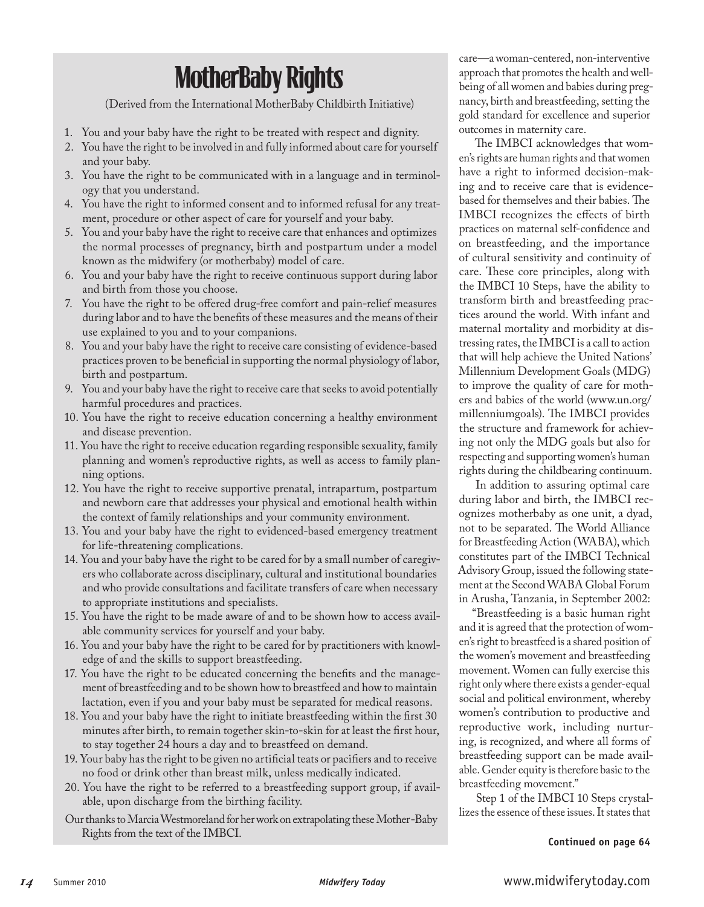## MotherBaby Rights

(Derived from the International MotherBaby Childbirth Initiative)

1. You and your baby have the right to be treated with respect and dignity.
2. You have the right to be involved in and fully informed about care for yourself and your baby.
3. You have the right to be communicated with in a language and in terminology that you understand.
4. You have the right to informed consent and to informed refusal for any treatment, procedure or other aspect of care for yourself and your baby.
5. You and your baby have the right to receive care that enhances and optimizes the normal processes of pregnancy, birth and postpartum under a model known as the midwifery (or motherbaby) model of care.
6. You and your baby have the right to receive continuous support during labor and birth from those you choose.
7. You have the right to be offered drug-free comfort and pain-relief measures during labor and to have the benefits of these measures and the means of their use explained to you and to your companions.
8. You and your baby have the right to receive care consisting of evidence-based practices proven to be beneficial in supporting the normal physiology of labor, birth and postpartum.
9. You and your baby have the right to receive care that seeks to avoid potentially harmful procedures and practices.
10. You have the right to receive education concerning a healthy environment and disease prevention.
11. You have the right to receive education regarding responsible sexuality, family planning and women's reproductive rights, as well as access to family planning options.
12. You have the right to receive supportive prenatal, intrapartum, postpartum and newborn care that addresses your physical and emotional health within the context of family relationships and your community environment.
13. You and your baby have the right to evidenced-based emergency treatment for life-threatening complications.
14. You and your baby have the right to be cared for by a small number of caregivers who collaborate across disciplinary, cultural and institutional boundaries and who provide consultations and facilitate transfers of care when necessary to appropriate institutions and specialists.
15. You have the right to be made aware of and to be shown how to access available community services for yourself and your baby.
16. You and your baby have the right to be cared for by practitioners with knowledge of and the skills to support breastfeeding.
17. You have the right to be educated concerning the benefits and the management of breastfeeding and to be shown how to breastfeed and how to maintain lactation, even if you and your baby must be separated for medical reasons.
18. You and your baby have the right to initiate breastfeeding within the first 30 minutes after birth, to remain together skin-to-skin for at least the first hour, to stay together 24 hours a day and to breastfeed on demand.
19. Your baby has the right to be given no artificial teats or pacifiers and to receive no food or drink other than breast milk, unless medically indicated.
20. You have the right to be referred to a breastfeeding support group, if available, upon discharge from the birthing facility.

Our thanks to Marcia Westmoreland for her work on extrapolating these Mother-Baby Rights from the text of the IMBCI.

care—a woman-centered, non-interventive approach that promotes the health and well-being of all women and babies during pregnancy, birth and breastfeeding, setting the gold standard for excellence and superior outcomes in maternity care.

The IMBCI acknowledges that women's rights are human rights and that women have a right to informed decision-making and to receive care that is evidence-based for themselves and their babies. The IMBCI recognizes the effects of birth practices on maternal self-confidence and on breastfeeding, and the importance of cultural sensitivity and continuity of care. These core principles, along with the IMBCI 10 Steps, have the ability to transform birth and breastfeeding practices around the world. With infant and maternal mortality and morbidity at distressing rates, the IMBCI is a call to action that will help achieve the United Nations' Millennium Development Goals (MDG) to improve the quality of care for mothers and babies of the world (www.un.org/millenniumgoals). The IMBCI provides the structure and framework for achieving not only the MDG goals but also for respecting and supporting women's human rights during the childbearing continuum.

In addition to assuring optimal care during labor and birth, the IMBCI recognizes motherbaby as one unit, a dyad, not to be separated. The World Alliance for Breastfeeding Action (WABA), which constitutes part of the IMBCI Technical Advisory Group, issued the following statement at the Second WABA Global Forum in Arusha, Tanzania, in September 2002:

"Breastfeeding is a basic human right and it is agreed that the protection of women's right to breastfeed is a shared position of the women's movement and breastfeeding movement. Women can fully exercise this right only where there exists a gender-equal social and political environment, whereby women's contribution to productive and reproductive work, including nurturing, is recognized, and where all forms of breastfeeding support can be made available. Gender equity is therefore basic to the breastfeeding movement."

Step 1 of the IMBCI 10 Steps crystallizes the essence of these issues. It states that

**Continued on page 64**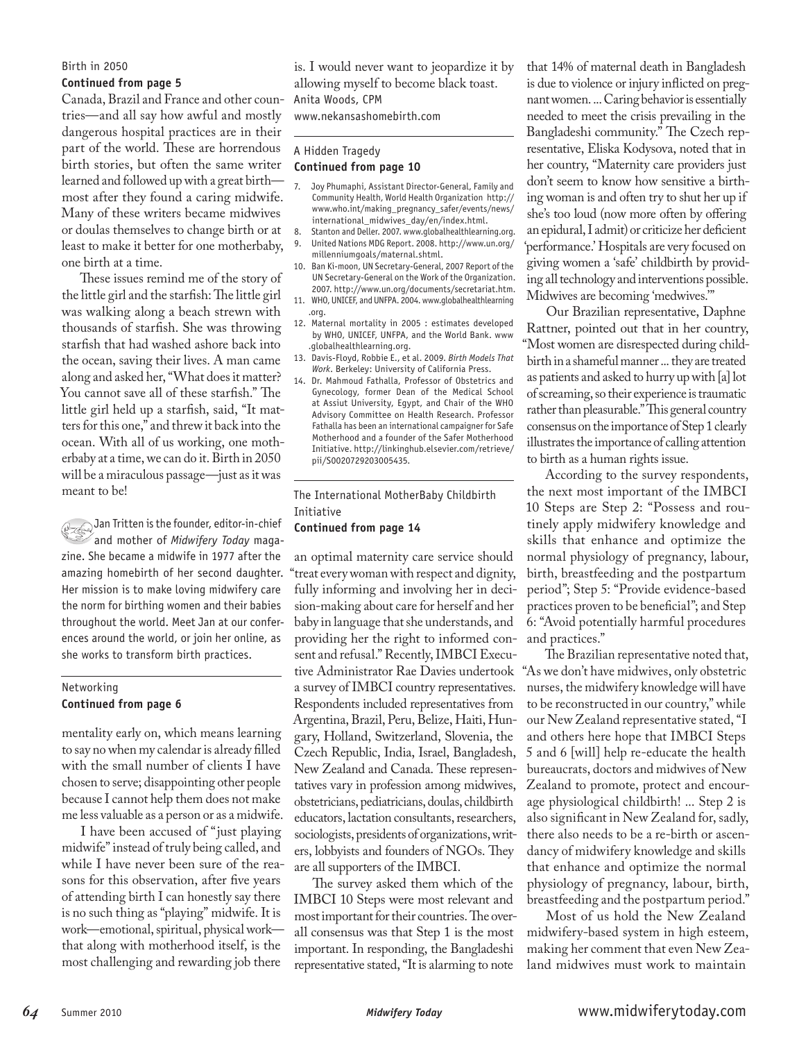Birth in 2050

**Continued from page 5**

Canada, Brazil and France and other countries—and all say how awful and mostly dangerous hospital practices are in their part of the world. These are horrendous birth stories, but often the same writer learned and followed up with a great birth—most after they found a caring midwife. Many of these writers became midwives or doulas themselves to change birth or at least to make it better for one motherbaby, one birth at a time.

These issues remind me of the story of the little girl and the starfish: The little girl was walking along a beach strewn with thousands of starfish. She was throwing starfish that had washed ashore back into the ocean, saving their lives. A man came along and asked her, "What does it matter? You cannot save all of these starfish." The little girl held up a starfish, said, "It matters for this one," and threw it back into the ocean. With all of us working, one motherbaby at a time, we can do it. Birth in 2050 will be a miraculous passage—just as it was meant to be!

Jan Tritten is the founder, editor-in-chief and mother of *Midwifery Today* magazine. She became a midwife in 1977 after the amazing homebirth of her second daughter. Her mission is to make loving midwifery care the norm for birthing women and their babies throughout the world. Meet Jan at our conferences around the world, or join her online, as she works to transform birth practices.

Networking

**Continued from page 6**

mentality early on, which means learning to say no when my calendar is already filled with the small number of clients I have chosen to serve; disappointing other people because I cannot help them does not make me less valuable as a person or as a midwife.

I have been accused of "just playing midwife" instead of truly being called, and while I have never been sure of the reasons for this observation, after five years of attending birth I can honestly say there is no such thing as "playing" midwife. It is work—emotional, spiritual, physical work—that along with motherhood itself, is the most challenging and rewarding job there is. I would never want to jeopardize it by allowing myself to become black toast.

Anita Woods, CPM
www.nekansashomebirth.com

A Hidden Tragedy

**Continued from page 10**

7. Joy Phumaphi, Assistant Director-General, Family and Community Health, World Health Organization http://www.who.int/making_pregnancy_safer/events/news/international_midwives_day/en/index.html.
8. Stanton and Deller. 2007. www.globalhealthlearning.org.
9. United Nations MDG Report. 2008. http://www.un.org/millenniumgoals/maternal.shtml.
10. Ban Ki-moon, UN Secretary-General, 2007 Report of the UN Secretary-General on the Work of the Organization. 2007. http://www.un.org/documents/secretariat.htm.
11. WHO, UNICEF, and UNFPA. 2004. www.globalhealthlearning.org.
12. Maternal mortality in 2005 : estimates developed by WHO, UNICEF, UNFPA, and the World Bank. www.globalhealthlearning.org.
13. Davis-Floyd, Robbie E., et al. 2009. *Birth Models That Work*. Berkeley: University of California Press.
14. Dr. Mahmoud Fathalla, Professor of Obstetrics and Gynecology, former Dean of the Medical School at Assiut University, Egypt, and Chair of the WHO Advisory Committee on Health Research. Professor Fathalla has been an international campaigner for Safe Motherhood and a founder of the Safer Motherhood Initiative. http://linkinghub.elsevier.com/retrieve/pii/S0020729203005435.

The International MotherBaby Childbirth Initiative

**Continued from page 14**

an optimal maternity care service should "treat every woman with respect and dignity, fully informing and involving her in decision-making about care for herself and her baby in language that she understands, and providing her the right to informed consent and refusal." Recently, IMBCI Executive Administrator Rae Davies undertook a survey of IMBCI country representatives. Respondents included representatives from Argentina, Brazil, Peru, Belize, Haiti, Hungary, Holland, Switzerland, Slovenia, the Czech Republic, India, Israel, Bangladesh, New Zealand and Canada. These representatives vary in profession among midwives, obstetricians, pediatricians, doulas, childbirth educators, lactation consultants, researchers, sociologists, presidents of organizations, writers, lobbyists and founders of NGOs. They are all supporters of the IMBCI.

The survey asked them which of the IMBCI 10 Steps were most relevant and most important for their countries. The overall consensus was that Step 1 is the most important. In responding, the Bangladeshi representative stated, "It is alarming to note that 14% of maternal death in Bangladesh is due to violence or injury inflicted on pregnant women. ... Caring behavior is essentially needed to meet the crisis prevailing in the Bangladeshi community." The Czech representative, Eliska Kodysova, noted that in her country, "Maternity care providers just don't seem to know how sensitive a birthing woman is and often try to shut her up if she's too loud (now more often by offering an epidural, I admit) or criticize her deficient 'performance.' Hospitals are very focused on giving women a 'safe' childbirth by providing all technology and interventions possible. Midwives are becoming 'medwives.'"

Our Brazilian representative, Daphne Rattner, pointed out that in her country, "Most women are disrespected during childbirth in a shameful manner ... they are treated as patients and asked to hurry up with [a] lot of screaming, so their experience is traumatic rather than pleasurable." This general country consensus on the importance of Step 1 clearly illustrates the importance of calling attention to birth as a human rights issue.

According to the survey respondents, the next most important of the IMBCI 10 Steps are Step 2: "Possess and routinely apply midwifery knowledge and skills that enhance and optimize the normal physiology of pregnancy, labour, birth, breastfeeding and the postpartum period"; Step 5: "Provide evidence-based practices proven to be beneficial"; and Step 6: "Avoid potentially harmful procedures and practices."

The Brazilian representative noted that, "As we don't have midwives, only obstetric nurses, the midwifery knowledge will have to be reconstructed in our country," while our New Zealand representative stated, "I and others here hope that IMBCI Steps 5 and 6 [will] help re-educate the health bureaucrats, doctors and midwives of New Zealand to promote, protect and encourage physiological childbirth! ... Step 2 is also significant in New Zealand for, sadly, there also needs to be a re-birth or ascendancy of midwifery knowledge and skills that enhance and optimize the normal physiology of pregnancy, labour, birth, breastfeeding and the postpartum period."

Most of us hold the New Zealand midwifery-based system in high esteem, making her comment that even New Zealand midwives must work to maintain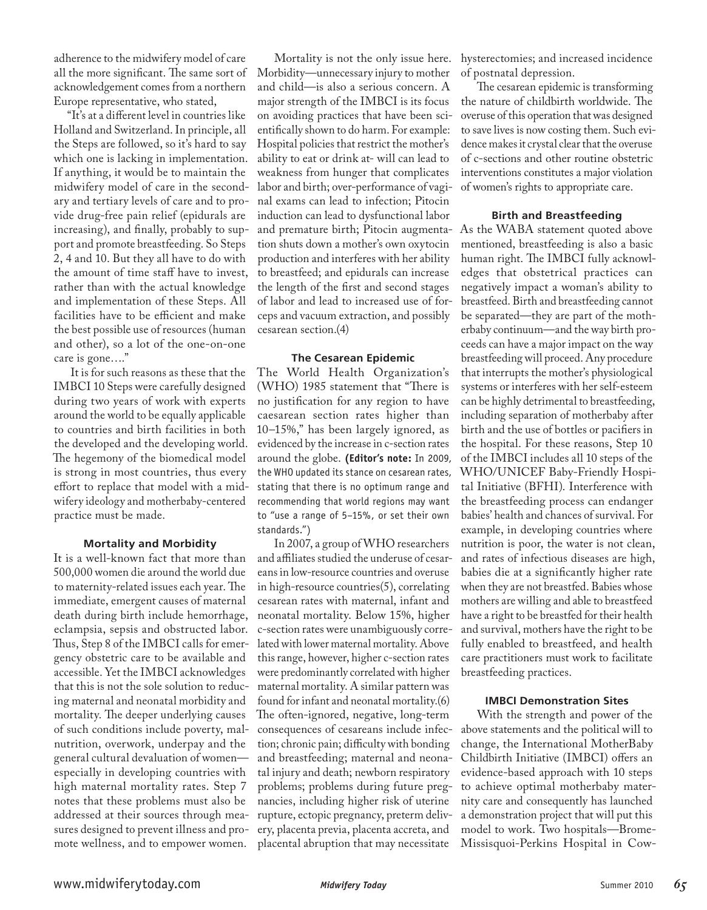adherence to the midwifery model of care all the more significant. The same sort of acknowledgement comes from a northern Europe representative, who stated,

"It's at a different level in countries like Holland and Switzerland. In principle, all the Steps are followed, so it's hard to say which one is lacking in implementation. If anything, it would be to maintain the midwifery model of care in the secondary and tertiary levels of care and to provide drug-free pain relief (epidurals are increasing), and finally, probably to support and promote breastfeeding. So Steps 2, 4 and 10. But they all have to do with the amount of time staff have to invest, rather than with the actual knowledge and implementation of these Steps. All facilities have to be efficient and make the best possible use of resources (human and other), so a lot of the one-on-one care is gone…."

It is for such reasons as these that the IMBCI 10 Steps were carefully designed during two years of work with experts around the world to be equally applicable to countries and birth facilities in both the developed and the developing world. The hegemony of the biomedical model is strong in most countries, thus every effort to replace that model with a midwifery ideology and motherbaby-centered practice must be made.

### Mortality and Morbidity

It is a well-known fact that more than 500,000 women die around the world due to maternity-related issues each year. The immediate, emergent causes of maternal death during birth include hemorrhage, eclampsia, sepsis and obstructed labor. Thus, Step 8 of the IMBCI calls for emergency obstetric care to be available and accessible. Yet the IMBCI acknowledges that this is not the sole solution to reducing maternal and neonatal morbidity and mortality. The deeper underlying causes of such conditions include poverty, malnutrition, overwork, underpay and the general cultural devaluation of women—especially in developing countries with high maternal mortality rates. Step 7 notes that these problems must also be addressed at their sources through measures designed to prevent illness and promote wellness, and to empower women.

Mortality is not the only issue here. Morbidity—unnecessary injury to mother and child—is also a serious concern. A major strength of the IMBCI is its focus on avoiding practices that have been scientifically shown to do harm. For example: Hospital policies that restrict the mother's ability to eat or drink at- will can lead to weakness from hunger that complicates labor and birth; over-performance of vaginal exams can lead to infection; Pitocin induction can lead to dysfunctional labor and premature birth; Pitocin augmentation shuts down a mother's own oxytocin production and interferes with her ability to breastfeed; and epidurals can increase the length of the first and second stages of labor and lead to increased use of forceps and vacuum extraction, and possibly cesarean section.(4)

### The Cesarean Epidemic

The World Health Organization's (WHO) 1985 statement that "There is no justification for any region to have caesarean section rates higher than 10–15%," has been largely ignored, as evidenced by the increase in c-section rates around the globe. **(Editor's note:** In 2009, the WHO updated its stance on cesarean rates, stating that there is no optimum range and recommending that world regions may want to "use a range of 5–15%, or set their own standards.")

In 2007, a group of WHO researchers and affiliates studied the underuse of cesareans in low-resource countries and overuse in high-resource countries(5), correlating cesarean rates with maternal, infant and neonatal mortality. Below 15%, higher c-section rates were unambiguously correlated with lower maternal mortality. Above this range, however, higher c-section rates were predominantly correlated with higher maternal mortality. A similar pattern was found for infant and neonatal mortality.(6) The often-ignored, negative, long-term consequences of cesareans include infection; chronic pain; difficulty with bonding and breastfeeding; maternal and neonatal injury and death; newborn respiratory problems; problems during future pregnancies, including higher risk of uterine rupture, ectopic pregnancy, preterm delivery, placenta previa, placenta accreta, and placental abruption that may necessitate hysterectomies; and increased incidence of postnatal depression.

The cesarean epidemic is transforming the nature of childbirth worldwide. The overuse of this operation that was designed to save lives is now costing them. Such evidence makes it crystal clear that the overuse of c-sections and other routine obstetric interventions constitutes a major violation of women's rights to appropriate care.

### Birth and Breastfeeding

As the WABA statement quoted above mentioned, breastfeeding is also a basic human right. The IMBCI fully acknowledges that obstetrical practices can negatively impact a woman's ability to breastfeed. Birth and breastfeeding cannot be separated—they are part of the motherbaby continuum—and the way birth proceeds can have a major impact on the way breastfeeding will proceed. Any procedure that interrupts the mother's physiological systems or interferes with her self-esteem can be highly detrimental to breastfeeding, including separation of motherbaby after birth and the use of bottles or pacifiers in the hospital. For these reasons, Step 10 of the IMBCI includes all 10 steps of the WHO/UNICEF Baby-Friendly Hospital Initiative (BFHI). Interference with the breastfeeding process can endanger babies' health and chances of survival. For example, in developing countries where nutrition is poor, the water is not clean, and rates of infectious diseases are high, babies die at a significantly higher rate when they are not breastfed. Babies whose mothers are willing and able to breastfeed have a right to be breastfed for their health and survival, mothers have the right to be fully enabled to breastfeed, and health care practitioners must work to facilitate breastfeeding practices.

### IMBCI Demonstration Sites

With the strength and power of the above statements and the political will to change, the International MotherBaby Childbirth Initiative (IMBCI) offers an evidence-based approach with 10 steps to achieve optimal motherbaby maternity care and consequently has launched a demonstration project that will put this model to work. Two hospitals—Brome-Missisquoi-Perkins Hospital in Cow-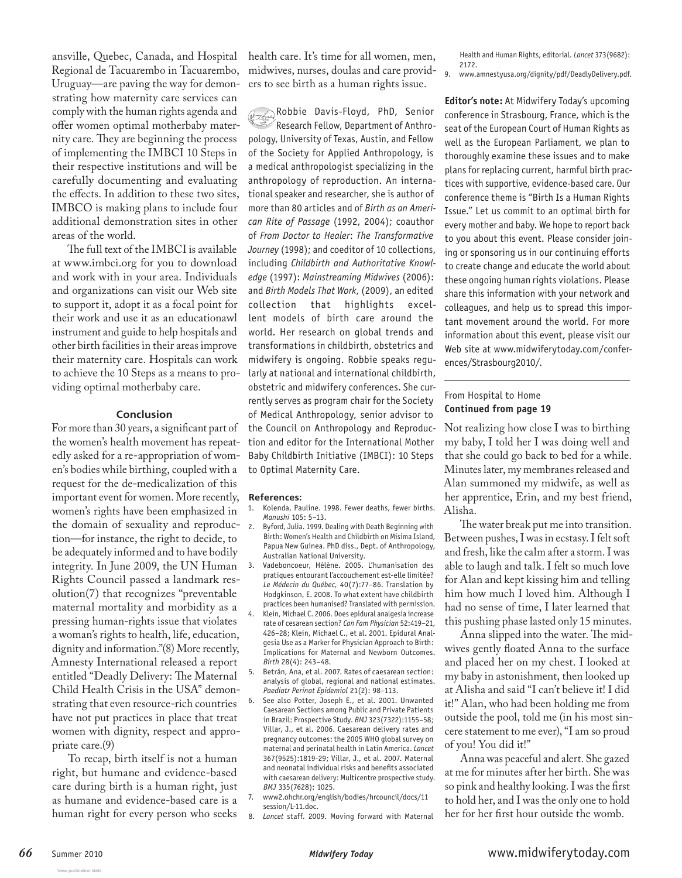ansville, Quebec, Canada, and Hospital Regional de Tacuarembo in Tacuarembo, Uruguay—are paving the way for demonstrating how maternity care services can comply with the human rights agenda and offer women optimal motherbaby maternity care. They are beginning the process of implementing the IMBCI 10 Steps in their respective institutions and will be carefully documenting and evaluating the effects. In addition to these two sites, IMBCO is making plans to include four additional demonstration sites in other areas of the world.

The full text of the IMBCI is available at www.imbci.org for you to download and work with in your area. Individuals and organizations can visit our Web site to support it, adopt it as a focal point for their work and use it as an educationawl instrument and guide to help hospitals and other birth facilities in their areas improve their maternity care. Hospitals can work to achieve the 10 Steps as a means to providing optimal motherbaby care.

### Conclusion

For more than 30 years, a significant part of the women's health movement has repeatedly asked for a re-appropriation of women's bodies while birthing, coupled with a request for the de-medicalization of this important event for women. More recently, women's rights have been emphasized in the domain of sexuality and reproduction—for instance, the right to decide, to be adequately informed and to have bodily integrity. In June 2009, the UN Human Rights Council passed a landmark resolution(7) that recognizes "preventable maternal mortality and morbidity as a pressing human-rights issue that violates a woman's rights to health, life, education, dignity and information."(8) More recently, Amnesty International released a report entitled "Deadly Delivery: The Maternal Child Health Crisis in the USA" demonstrating that even resource-rich countries have not put practices in place that treat women with dignity, respect and appropriate care.(9)

To recap, birth itself is not a human right, but humane and evidence-based care during birth is a human right, just as humane and evidence-based care is a human right for every person who seeks health care. It's time for all women, men, midwives, nurses, doulas and care providers to see birth as a human rights issue.

Robbie Davis-Floyd, PhD, Senior Research Fellow, Department of Anthropology, University of Texas, Austin, and Fellow of the Society for Applied Anthropology, is a medical anthropologist specializing in the anthropology of reproduction. An international speaker and researcher, she is author of more than 80 articles and of *Birth as an American Rite of Passage* (1992, 2004); coauthor of *From Doctor to Healer*: *The Transformative Journey* (1998); and coeditor of 10 collections, including *Childbirth and Authoritative Knowledge* (1997): *Mainstreaming Midwives* (2006): and *Birth Models That Work*, (2009), an edited collection that highlights excellent models of birth care around the world. Her research on global trends and transformations in childbirth, obstetrics and midwifery is ongoing. Robbie speaks regularly at national and international childbirth, obstetric and midwifery conferences. She currently serves as program chair for the Society of Medical Anthropology, senior advisor to the Council on Anthropology and Reproduction and editor for the International Mother Baby Childbirth Initiative (IMBCI): 10 Steps to Optimal Maternity Care.

**References:**

1. Kolenda, Pauline. 1998. Fewer deaths, fewer births. *Manushi* 105: 5–13.
2. Byford, Julia. 1999. Dealing with Death Beginning with Birth: Women's Health and Childbirth on Misima Island, Papua New Guinea. PhD diss., Dept. of Anthropology, Australian National University.
3. Vadeboncoeur, Hélène. 2005. L'humanisation des pratiques entourant l'accouchement est-elle limitée? *Le Médecin du Québec,* 40(7):77–86. Translation by Hodgkinson, E. 2008. To what extent have childbirth practices been humanised? Translated with permission.
4. Klein, Michael C. 2006. Does epidural analgesia increase rate of cesarean section? *Can Fam Physician* 52:419–21, 426–28; Klein, Michael C., et al. 2001. Epidural Analgesia Use as a Marker for Physician Approach to Birth: Implications for Maternal and Newborn Outcomes. *Birth* 28(4): 243–48.
5. Betrán, Ana, et al. 2007. Rates of caesarean section: analysis of global, regional and national estimates. *Paediatr Perinat Epidemiol* 21(2): 98–113.
6. See also Potter, Joseph E., et al. 2001. Unwanted Caesarean Sections among Public and Private Patients in Brazil: Prospective Study. *BMJ* 323(7322):1155–58; Villar, J., et al. 2006. Caesarean delivery rates and pregnancy outcomes: the 2005 WHO global survey on maternal and perinatal health in Latin America. *Lancet* 367(9525):1819-29; Villar, J., et al. 2007. Maternal and neonatal individual risks and benefits associated with caesarean delivery: Multicentre prospective study. *BMJ* 335(7628): 1025.
7. www2.ohchr.org/english/bodies/hrcouncil/docs/11 session/L-11.doc.
8. *Lancet* staff. 2009. Moving forward with Maternal Health and Human Rights, editorial. *Lancet* 373(9682): 2172.
9. www.amnestyusa.org/dignity/pdf/DeadlyDelivery.pdf.

**Editor's note:** At Midwifery Today's upcoming conference in Strasbourg, France, which is the seat of the European Court of Human Rights as well as the European Parliament, we plan to thoroughly examine these issues and to make plans for replacing current, harmful birth practices with supportive, evidence-based care. Our conference theme is "Birth Is a Human Rights Issue." Let us commit to an optimal birth for every mother and baby. We hope to report back to you about this event. Please consider joining or sponsoring us in our continuing efforts to create change and educate the world about these ongoing human rights violations. Please share this information with your network and colleagues, and help us to spread this important movement around the world. For more information about this event, please visit our Web site at www.midwiferytoday.com/conferences/Strasbourg2010/.

---

From Hospital to Home
**Continued from page 19**

Not realizing how close I was to birthing my baby, I told her I was doing well and that she could go back to bed for a while. Minutes later, my membranes released and Alan summoned my midwife, as well as her apprentice, Erin, and my best friend, Alisha.

The water break put me into transition. Between pushes, I was in ecstasy. I felt soft and fresh, like the calm after a storm. I was able to laugh and talk. I felt so much love for Alan and kept kissing him and telling him how much I loved him. Although I had no sense of time, I later learned that this pushing phase lasted only 15 minutes.

Anna slipped into the water. The midwives gently floated Anna to the surface and placed her on my chest. I looked at my baby in astonishment, then looked up at Alisha and said "I can't believe it! I did it!" Alan, who had been holding me from outside the pool, told me (in his most sincere statement to me ever), "I am so proud of you! You did it!"

Anna was peaceful and alert. She gazed at me for minutes after her birth. She was so pink and healthy looking. I was the first to hold her, and I was the only one to hold her for her first hour outside the womb.